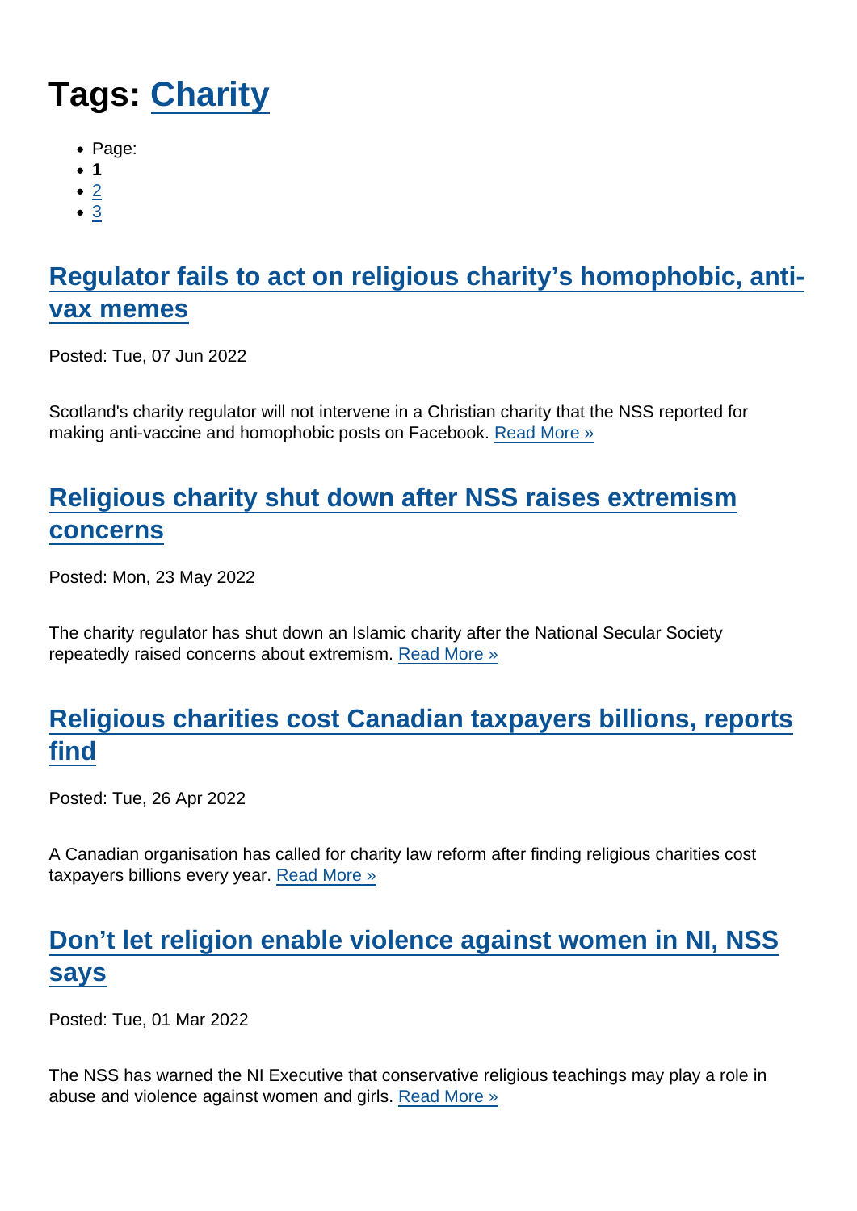# Tags: Charity

- Page:
- **1**
- 2
- 3

## Regulator fails to act on religious charity's homophobic, anti-vax memes

Posted: Tue, 07 Jun 2022

Scotland's charity regulator will not intervene in a Christian charity that the NSS reported for making anti-vaccine and homophobic posts on Facebook. Read More »

## Religious charity shut down after NSS raises extremism concerns

Posted: Mon, 23 May 2022

The charity regulator has shut down an Islamic charity after the National Secular Society repeatedly raised concerns about extremism. Read More »

## Religious charities cost Canadian taxpayers billions, reports find

Posted: Tue, 26 Apr 2022

A Canadian organisation has called for charity law reform after finding religious charities cost taxpayers billions every year. Read More »

## Don't let religion enable violence against women in NI, NSS says

Posted: Tue, 01 Mar 2022

The NSS has warned the NI Executive that conservative religious teachings may play a role in abuse and violence against women and girls. Read More »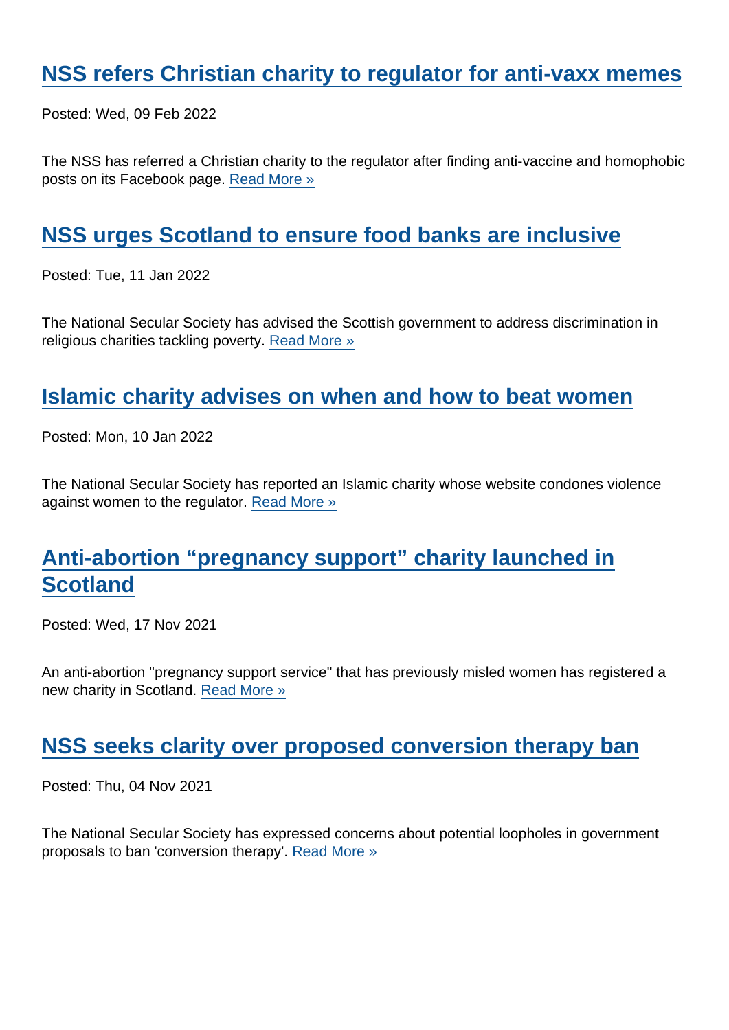## NSS refers Christian charity to regulator for anti-vaxx memes

Posted: Wed, 09 Feb 2022

The NSS has referred a Christian charity to the regulator after finding anti-vaccine and homophobic posts on its Facebook page. Read More »

## NSS urges Scotland to ensure food banks are inclusive

Posted: Tue, 11 Jan 2022

The National Secular Society has advised the Scottish government to address discrimination in religious charities tackling poverty. Read More »

## Islamic charity advises on when and how to beat women

Posted: Mon, 10 Jan 2022

The National Secular Society has reported an Islamic charity whose website condones violence against women to the regulator. Read More »

## Anti-abortion “pregnancy support” charity launched in Scotland

Posted: Wed, 17 Nov 2021

An anti-abortion "pregnancy support service" that has previously misled women has registered a new charity in Scotland. Read More »

## NSS seeks clarity over proposed conversion therapy ban

Posted: Thu, 04 Nov 2021

The National Secular Society has expressed concerns about potential loopholes in government proposals to ban 'conversion therapy'. Read More »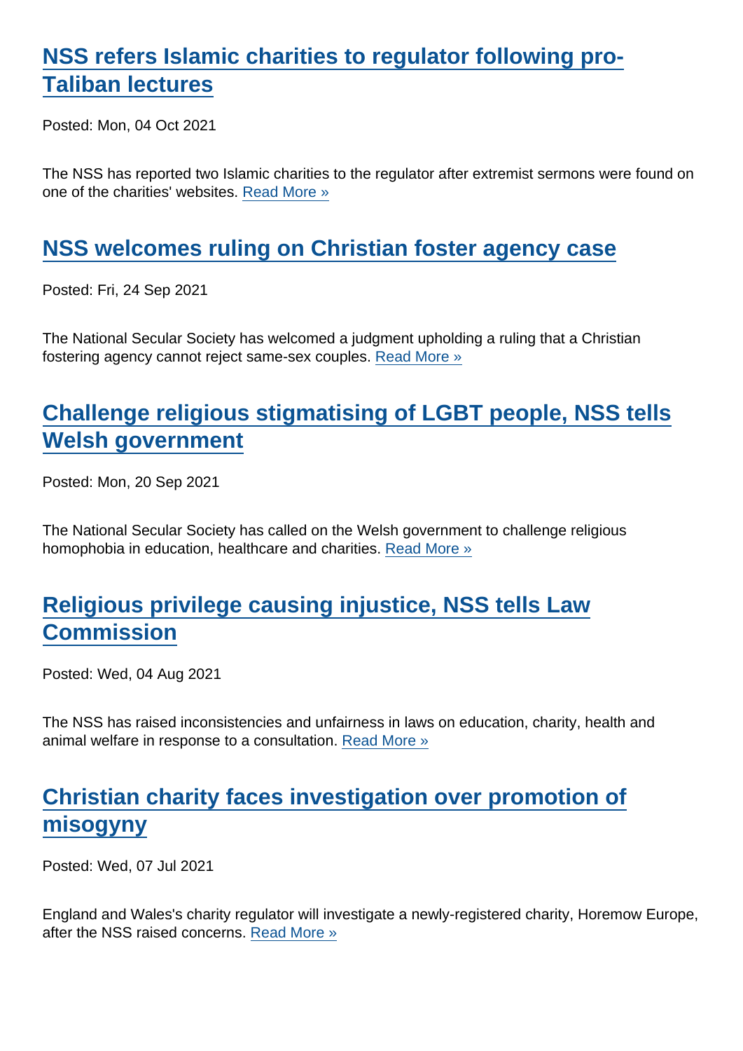## NSS refers Islamic charities to regulator following pro-Taliban lectures

Posted: Mon, 04 Oct 2021

The NSS has reported two Islamic charities to the regulator after extremist sermons were found on one of the charities' websites. Read More »

## NSS welcomes ruling on Christian foster agency case

Posted: Fri, 24 Sep 2021

The National Secular Society has welcomed a judgment upholding a ruling that a Christian fostering agency cannot reject same-sex couples. Read More »

## Challenge religious stigmatising of LGBT people, NSS tells Welsh government

Posted: Mon, 20 Sep 2021

The National Secular Society has called on the Welsh government to challenge religious homophobia in education, healthcare and charities. Read More »

## Religious privilege causing injustice, NSS tells Law Commission

Posted: Wed, 04 Aug 2021

The NSS has raised inconsistencies and unfairness in laws on education, charity, health and animal welfare in response to a consultation. Read More »

## Christian charity faces investigation over promotion of misogyny

Posted: Wed, 07 Jul 2021

England and Wales's charity regulator will investigate a newly-registered charity, Horemow Europe, after the NSS raised concerns. Read More »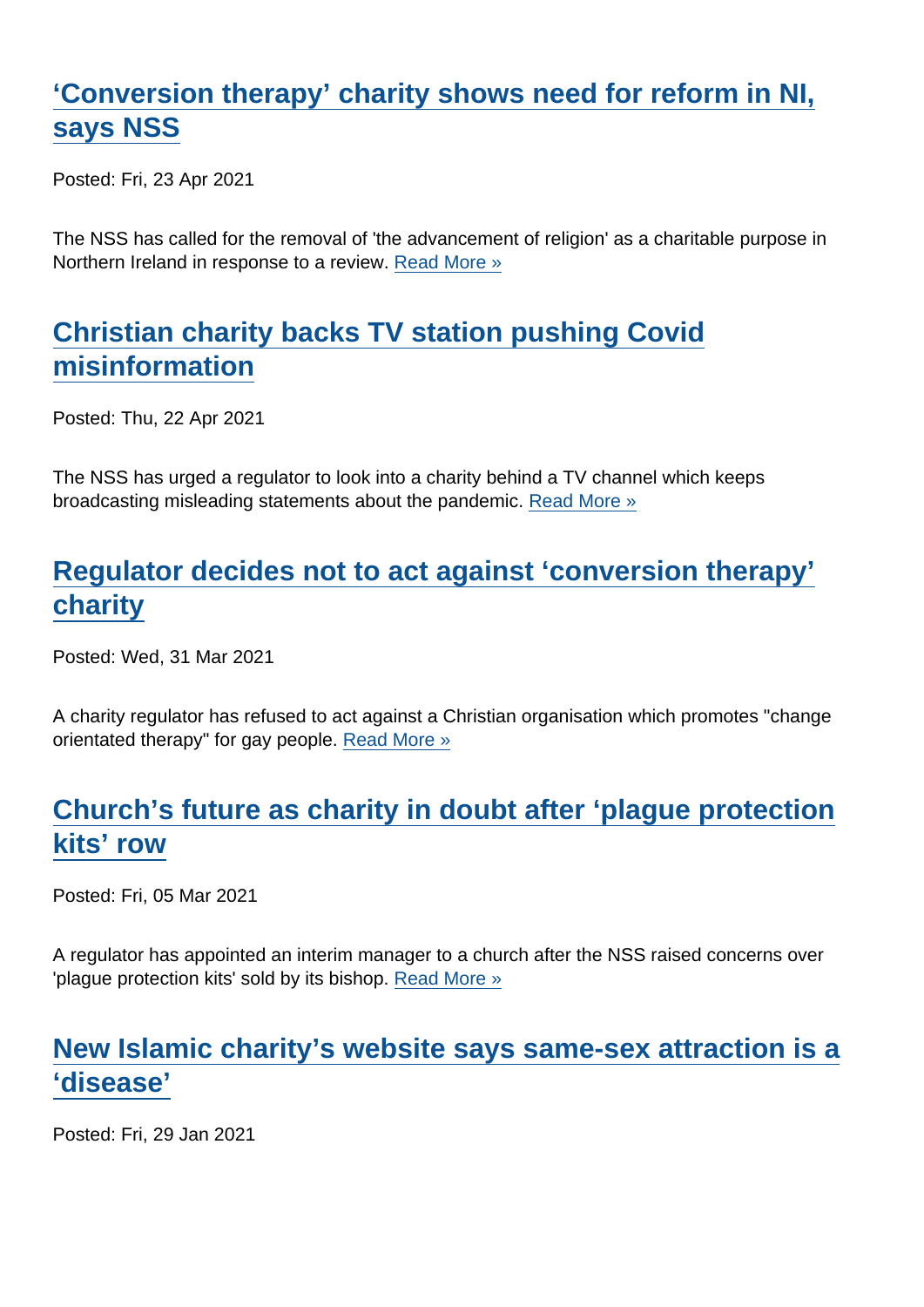## ‘Conversion therapy’ charity shows need for reform in NI, says NSS

Posted: Fri, 23 Apr 2021

The NSS has called for the removal of 'the advancement of religion' as a charitable purpose in Northern Ireland in response to a review. Read More »

## Christian charity backs TV station pushing Covid misinformation

Posted: Thu, 22 Apr 2021

The NSS has urged a regulator to look into a charity behind a TV channel which keeps broadcasting misleading statements about the pandemic. Read More »

## Regulator decides not to act against ‘conversion therapy’ charity

Posted: Wed, 31 Mar 2021

A charity regulator has refused to act against a Christian organisation which promotes "change orientated therapy" for gay people. Read More »

## Church’s future as charity in doubt after ‘plague protection kits’ row

Posted: Fri, 05 Mar 2021

A regulator has appointed an interim manager to a church after the NSS raised concerns over 'plague protection kits' sold by its bishop. Read More »

## New Islamic charity’s website says same-sex attraction is a ‘disease’

Posted: Fri, 29 Jan 2021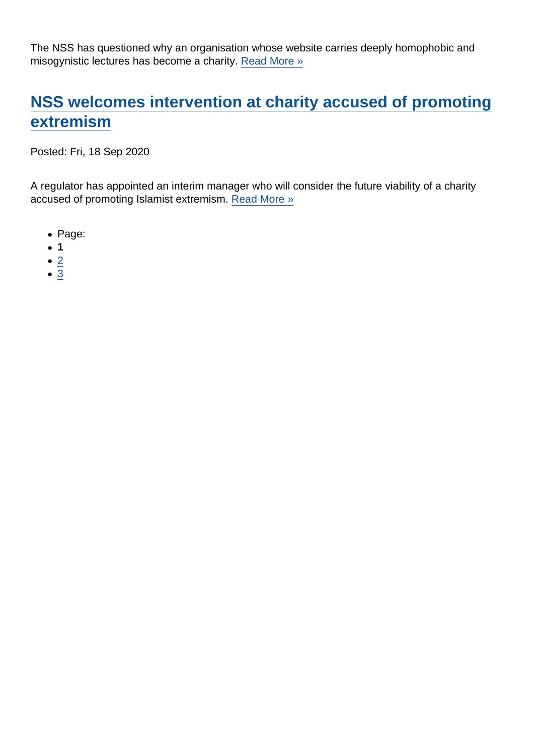The NSS has questioned why an organisation whose website carries deeply homophobic and misogynistic lectures has become a charity. Read More »

## NSS welcomes intervention at charity accused of promoting extremism

Posted: Fri, 18 Sep 2020

A regulator has appointed an interim manager who will consider the future viability of a charity accused of promoting Islamist extremism. Read More »

- Page:
- **1**
- 2
- 3